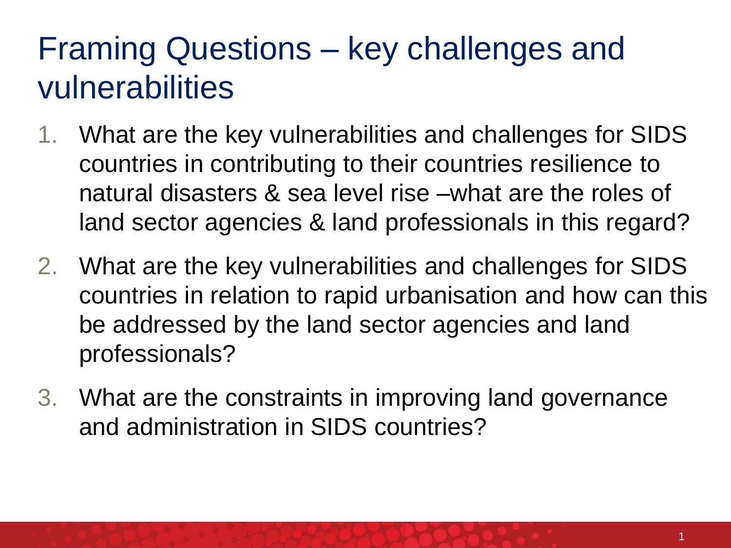# Framing Questions – key challenges and vulnerabilities

1. What are the key vulnerabilities and challenges for SIDS countries in contributing to their countries resilience to natural disasters & sea level rise –what are the roles of land sector agencies & land professionals in this regard?
2. What are the key vulnerabilities and challenges for SIDS countries in relation to rapid urbanisation and how can this be addressed by the land sector agencies and land professionals?
3. What are the constraints in improving land governance and administration in SIDS countries?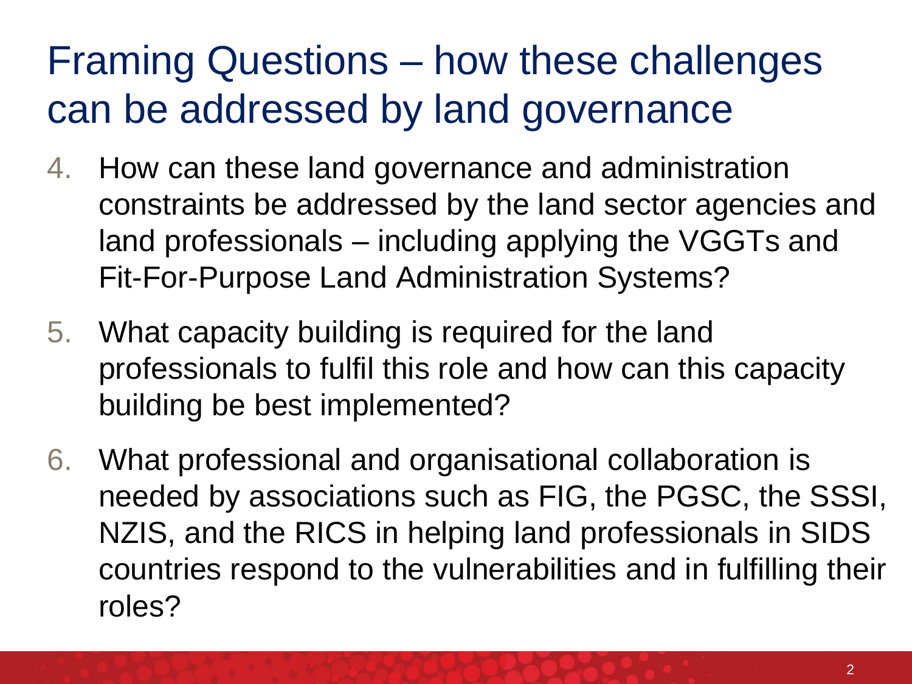# Framing Questions – how these challenges can be addressed by land governance

4. How can these land governance and administration constraints be addressed by the land sector agencies and land professionals – including applying the VGGTs and Fit-For-Purpose Land Administration Systems?
5. What capacity building is required for the land professionals to fulfil this role and how can this capacity building be best implemented?
6. What professional and organisational collaboration is needed by associations such as FIG, the PGSC, the SSSI, NZIS, and the RICS in helping land professionals in SIDS countries respond to the vulnerabilities and in fulfilling their roles?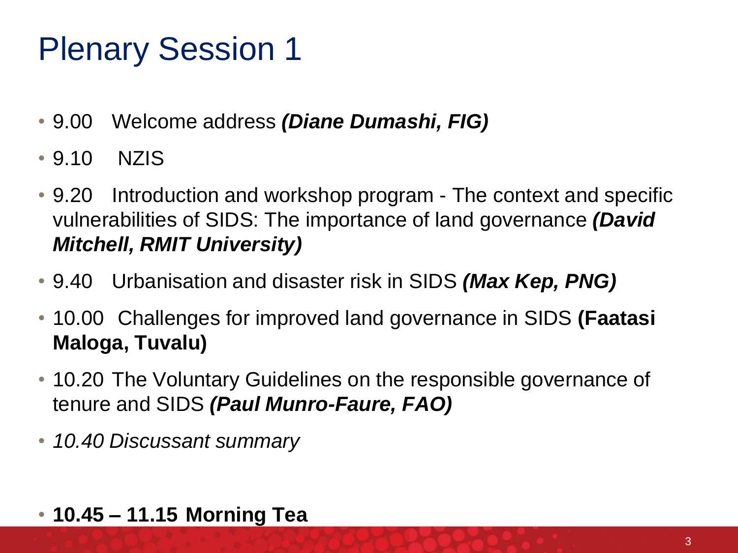# Plenary Session 1

- 9.00 Welcome address ***(Diane Dumashi, FIG)***
- 9.10 NZIS
- 9.20 Introduction and workshop program - The context and specific vulnerabilities of SIDS: The importance of land governance ***(David Mitchell, RMIT University)***
- 9.40 Urbanisation and disaster risk in SIDS ***(Max Kep, PNG)***
- 10.00 Challenges for improved land governance in SIDS **(Faatasi Maloga, Tuvalu)**
- 10.20 The Voluntary Guidelines on the responsible governance of tenure and SIDS ***(Paul Munro-Faure, FAO)***
- *10.40 Discussant summary*
- **10.45 – 11.15 Morning Tea**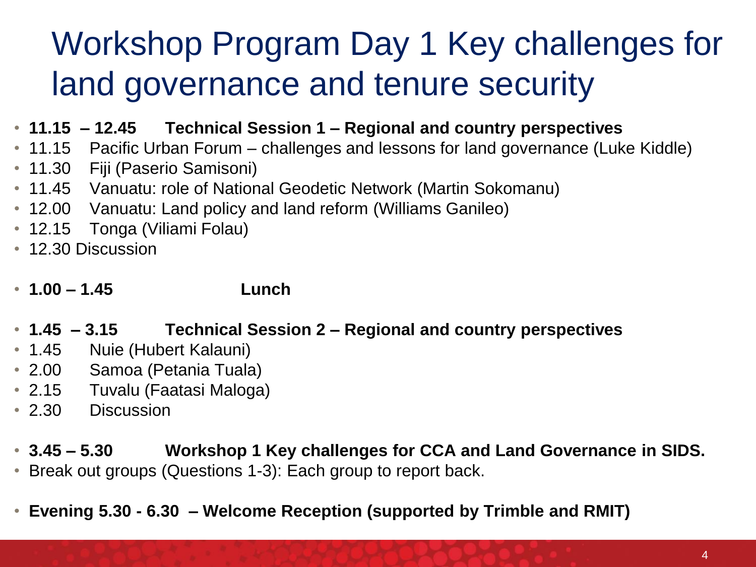# Workshop Program Day 1 Key challenges for land governance and tenure security

- **11.15 – 12.45 Technical Session 1 – Regional and country perspectives**
- 11.15 Pacific Urban Forum – challenges and lessons for land governance (Luke Kiddle)
- 11.30 Fiji (Paserio Samisoni)
- 11.45 Vanuatu: role of National Geodetic Network (Martin Sokomanu)
- 12.00 Vanuatu: Land policy and land reform (Williams Ganileo)
- 12.15 Tonga (Viliami Folau)
- 12.30 Discussion

- **1.00 – 1.45 Lunch**

- **1.45 – 3.15 Technical Session 2 – Regional and country perspectives**
- 1.45 Nuie (Hubert Kalauni)
- 2.00 Samoa (Petania Tuala)
- 2.15 Tuvalu (Faatasi Maloga)
- 2.30 Discussion

- **3.45 – 5.30 Workshop 1 Key challenges for CCA and Land Governance in SIDS.**
- Break out groups (Questions 1-3): Each group to report back.

- **Evening 5.30 - 6.30 – Welcome Reception (supported by Trimble and RMIT)**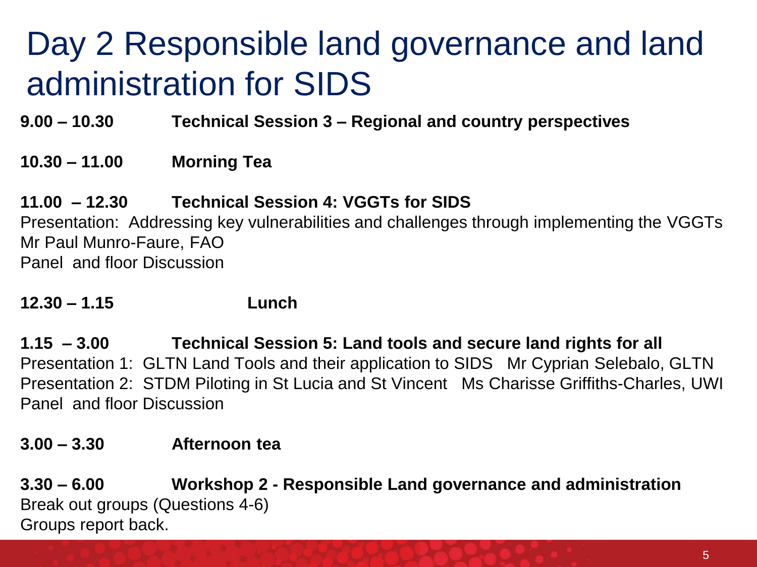# Day 2 Responsible land governance and land administration for SIDS

**9.00 – 10.30 Technical Session 3 – Regional and country perspectives**

**10.30 – 11.00 Morning Tea**

**11.00 – 12.30 Technical Session 4: VGGTs for SIDS**

Presentation: Addressing key vulnerabilities and challenges through implementing the VGGTs
Mr Paul Munro-Faure, FAO
Panel and floor Discussion

**12.30 – 1.15 Lunch**

**1.15 – 3.00 Technical Session 5: Land tools and secure land rights for all**

Presentation 1: GLTN Land Tools and their application to SIDS Mr Cyprian Selebalo, GLTN
Presentation 2: STDM Piloting in St Lucia and St Vincent Ms Charisse Griffiths-Charles, UWI
Panel and floor Discussion

**3.00 – 3.30 Afternoon tea**

**3.30 – 6.00 Workshop 2 - Responsible Land governance and administration**

Break out groups (Questions 4-6)
Groups report back.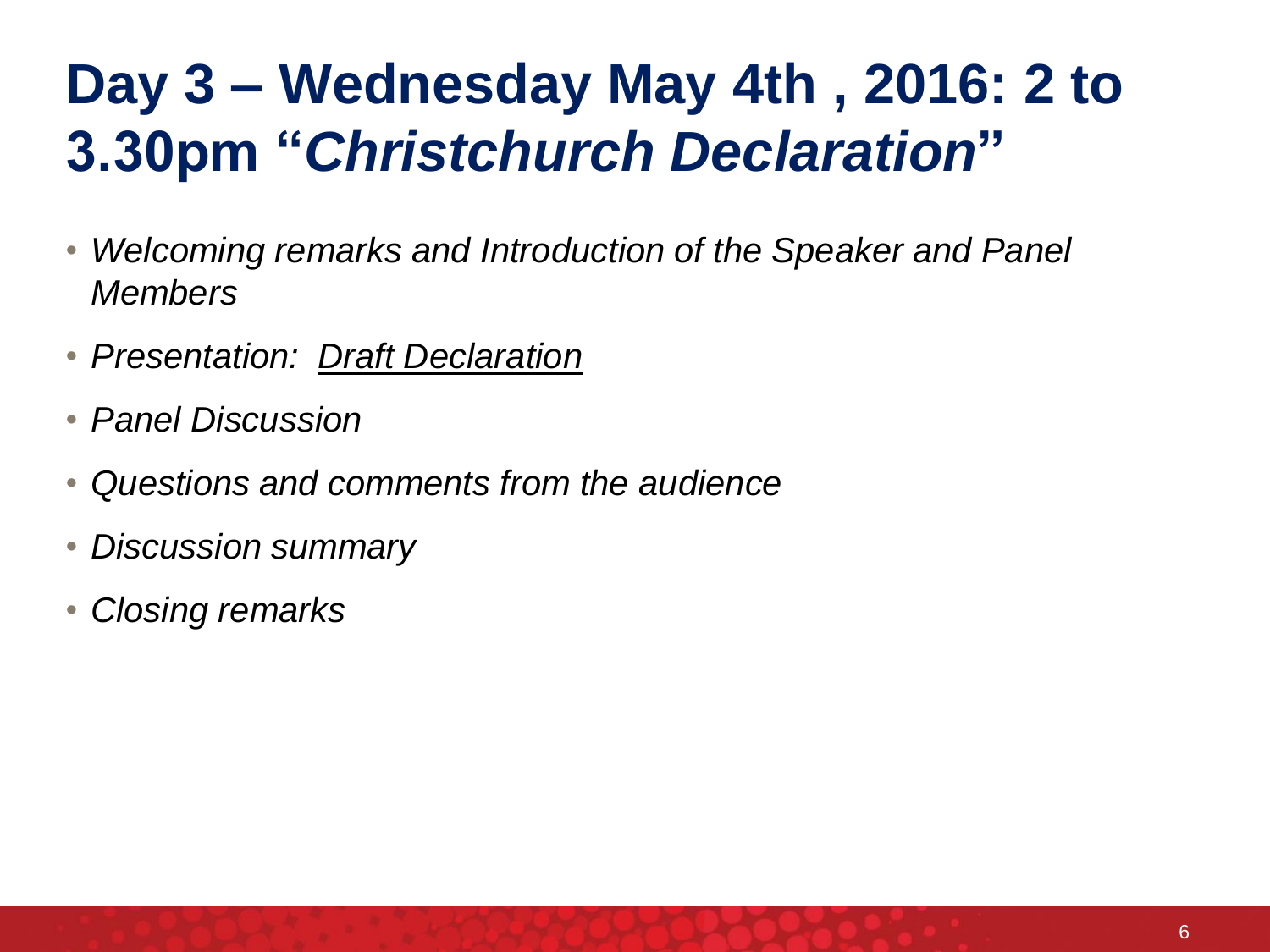# Day 3 – Wednesday May 4th , 2016: 2 to 3.30pm "*Christchurch Declaration*"

- *Welcoming remarks and Introduction of the Speaker and Panel Members*
- *Presentation: Draft Declaration*
- *Panel Discussion*
- *Questions and comments from the audience*
- *Discussion summary*
- *Closing remarks*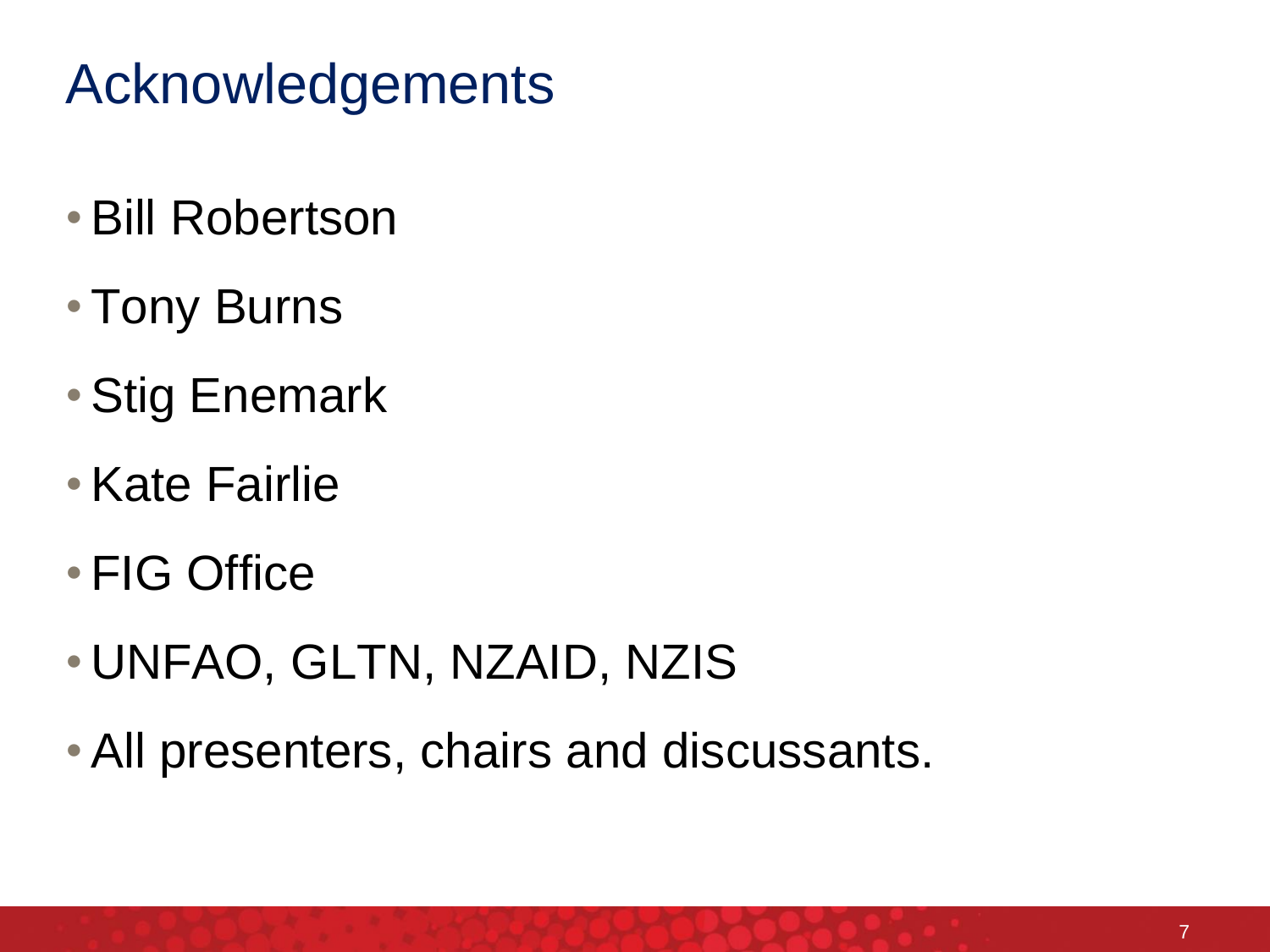# Acknowledgements

- Bill Robertson
- Tony Burns
- Stig Enemark
- Kate Fairlie
- FIG Office
- UNFAO, GLTN, NZAID, NZIS
- All presenters, chairs and discussants.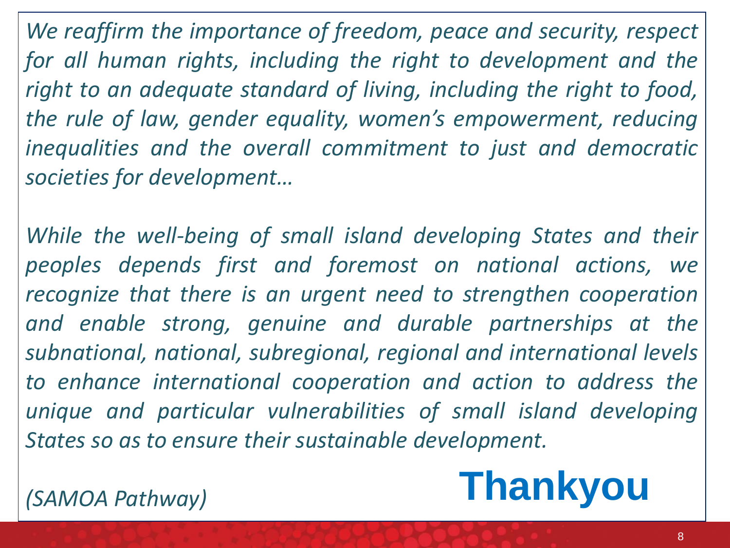*We reaffirm the importance of freedom, peace and security, respect for all human rights, including the right to development and the right to an adequate standard of living, including the right to food, the rule of law, gender equality, women's empowerment, reducing inequalities and the overall commitment to just and democratic societies for development…*

*While the well-being of small island developing States and their peoples depends first and foremost on national actions, we recognize that there is an urgent need to strengthen cooperation and enable strong, genuine and durable partnerships at the subnational, national, subregional, regional and international levels to enhance international cooperation and action to address the unique and particular vulnerabilities of small island developing States so as to ensure their sustainable development.*

*(SAMOA Pathway)*

**Thankyou**